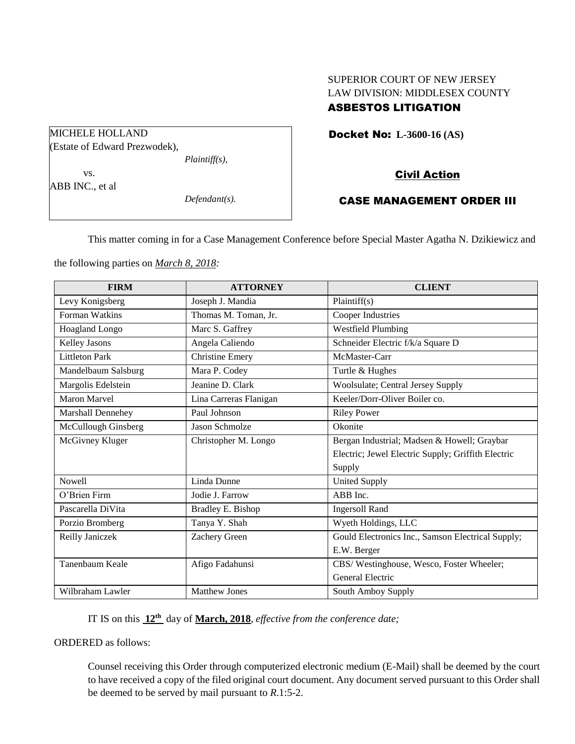SUPERIOR COURT OF NEW JERSEY
LAW DIVISION: MIDDLESEX COUNTY
**ASBESTOS LITIGATION**

MICHELE HOLLAND
(Estate of Edward Prezwodek),
*Plaintiff(s),*

vs.

ABB INC., et al
*Defendant(s).*

**Docket No: L-3600-16 (AS)**

**Civil Action**

**CASE MANAGEMENT ORDER III**

This matter coming in for a Case Management Conference before Special Master Agatha N. Dzikiewicz and the following parties on *March 8, 2018:*

| FIRM | ATTORNEY | CLIENT |
|---|---|---|
| Levy Konigsberg | Joseph J. Mandia | Plaintiff(s) |
| Forman Watkins | Thomas M. Toman, Jr. | Cooper Industries |
| Hoagland Longo | Marc S. Gaffrey | Westfield Plumbing |
| Kelley Jasons | Angela Caliendo | Schneider Electric f/k/a Square D |
| Littleton Park | Christine Emery | McMaster-Carr |
| Mandelbaum Salsburg | Mara P. Codey | Turtle & Hughes |
| Margolis Edelstein | Jeanine D. Clark | Woolsulate; Central Jersey Supply |
| Maron Marvel | Lina Carreras Flanigan | Keeler/Dorr-Oliver Boiler co. |
| Marshall Dennehey | Paul Johnson | Riley Power |
| McCullough Ginsberg | Jason Schmolze | Okonite |
| McGivney Kluger | Christopher M. Longo | Bergan Industrial; Madsen & Howell; Graybar Electric; Jewel Electric Supply; Griffith Electric Supply |
| Nowell | Linda Dunne | United Supply |
| O'Brien Firm | Jodie J. Farrow | ABB Inc. |
| Pascarella DiVita | Bradley E. Bishop | Ingersoll Rand |
| Porzio Bromberg | Tanya Y. Shah | Wyeth Holdings, LLC |
| Reilly Janiczek | Zachery Green | Gould Electronics Inc., Samson Electrical Supply; E.W. Berger |
| Tanenbaum Keale | Afigo Fadahunsi | CBS/ Westinghouse, Wesco, Foster Wheeler; General Electric |
| Wilbraham Lawler | Matthew Jones | South Amboy Supply |

IT IS on this **12th** day of **March, 2018**, *effective from the conference date;*

ORDERED as follows:

Counsel receiving this Order through computerized electronic medium (E-Mail) shall be deemed by the court to have received a copy of the filed original court document. Any document served pursuant to this Order shall be deemed to be served by mail pursuant to *R*.1:5-2.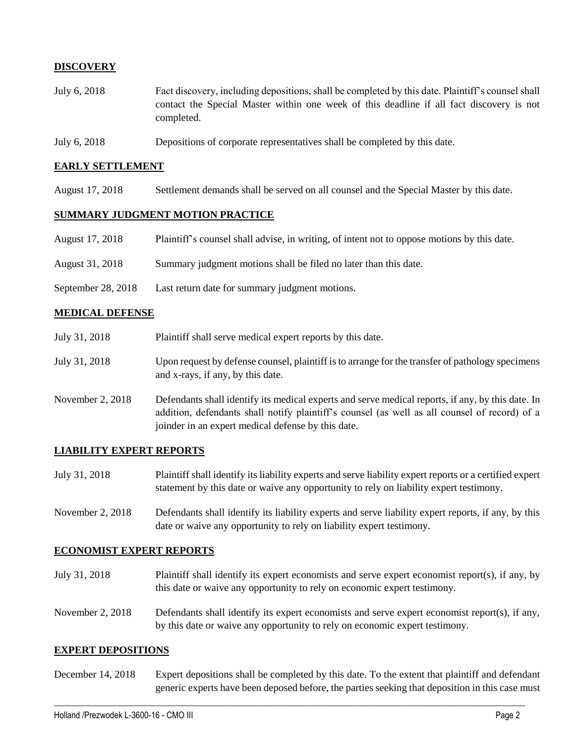## DISCOVERY

| | |
|---|---|
| July 6, 2018 | Fact discovery, including depositions, shall be completed by this date. Plaintiff's counsel shall contact the Special Master within one week of this deadline if all fact discovery is not completed. |
| July 6, 2018 | Depositions of corporate representatives shall be completed by this date. |

## EARLY SETTLEMENT

| | |
|---|---|
| August 17, 2018 | Settlement demands shall be served on all counsel and the Special Master by this date. |

## SUMMARY JUDGMENT MOTION PRACTICE

| | |
|---|---|
| August 17, 2018 | Plaintiff's counsel shall advise, in writing, of intent not to oppose motions by this date. |
| August 31, 2018 | Summary judgment motions shall be filed no later than this date. |
| September 28, 2018 | Last return date for summary judgment motions. |

## MEDICAL DEFENSE

| | |
|---|---|
| July 31, 2018 | Plaintiff shall serve medical expert reports by this date. |
| July 31, 2018 | Upon request by defense counsel, plaintiff is to arrange for the transfer of pathology specimens and x-rays, if any, by this date. |
| November 2, 2018 | Defendants shall identify its medical experts and serve medical reports, if any, by this date. In addition, defendants shall notify plaintiff's counsel (as well as all counsel of record) of a joinder in an expert medical defense by this date. |

## LIABILITY EXPERT REPORTS

| | |
|---|---|
| July 31, 2018 | Plaintiff shall identify its liability experts and serve liability expert reports or a certified expert statement by this date or waive any opportunity to rely on liability expert testimony. |
| November 2, 2018 | Defendants shall identify its liability experts and serve liability expert reports, if any, by this date or waive any opportunity to rely on liability expert testimony. |

## ECONOMIST EXPERT REPORTS

| | |
|---|---|
| July 31, 2018 | Plaintiff shall identify its expert economists and serve expert economist report(s), if any, by this date or waive any opportunity to rely on economic expert testimony. |
| November 2, 2018 | Defendants shall identify its expert economists and serve expert economist report(s), if any, by this date or waive any opportunity to rely on economic expert testimony. |

## EXPERT DEPOSITIONS

| | |
|---|---|
| December 14, 2018 | Expert depositions shall be completed by this date. To the extent that plaintiff and defendant generic experts have been deposed before, the parties seeking that deposition in this case must |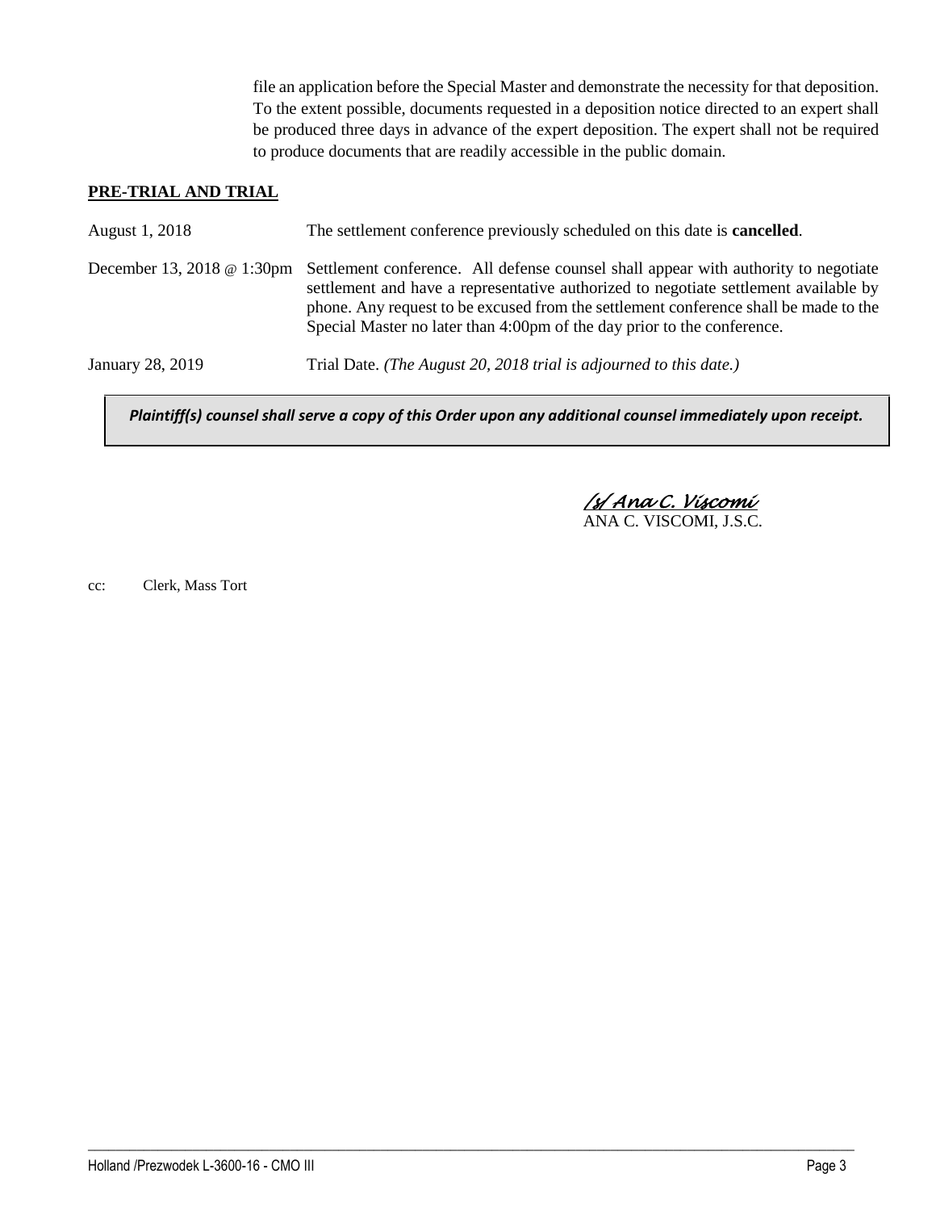file an application before the Special Master and demonstrate the necessity for that deposition. To the extent possible, documents requested in a deposition notice directed to an expert shall be produced three days in advance of the expert deposition. The expert shall not be required to produce documents that are readily accessible in the public domain.

**PRE-TRIAL AND TRIAL**

| | |
|---|---|
| August 1, 2018 | The settlement conference previously scheduled on this date is **cancelled**. |
| December 13, 2018 @ 1:30pm | Settlement conference. All defense counsel shall appear with authority to negotiate settlement and have a representative authorized to negotiate settlement available by phone. Any request to be excused from the settlement conference shall be made to the Special Master no later than 4:00pm of the day prior to the conference. |
| January 28, 2019 | Trial Date. *(The August 20, 2018 trial is adjourned to this date.)* |

***Plaintiff(s) counsel shall serve a copy of this Order upon any additional counsel immediately upon receipt.***

*/s/ Ana C. Viscomi*
ANA C. VISCOMI, J.S.C.

cc: Clerk, Mass Tort

Holland /Prezwodek L-3600-16 - CMO III